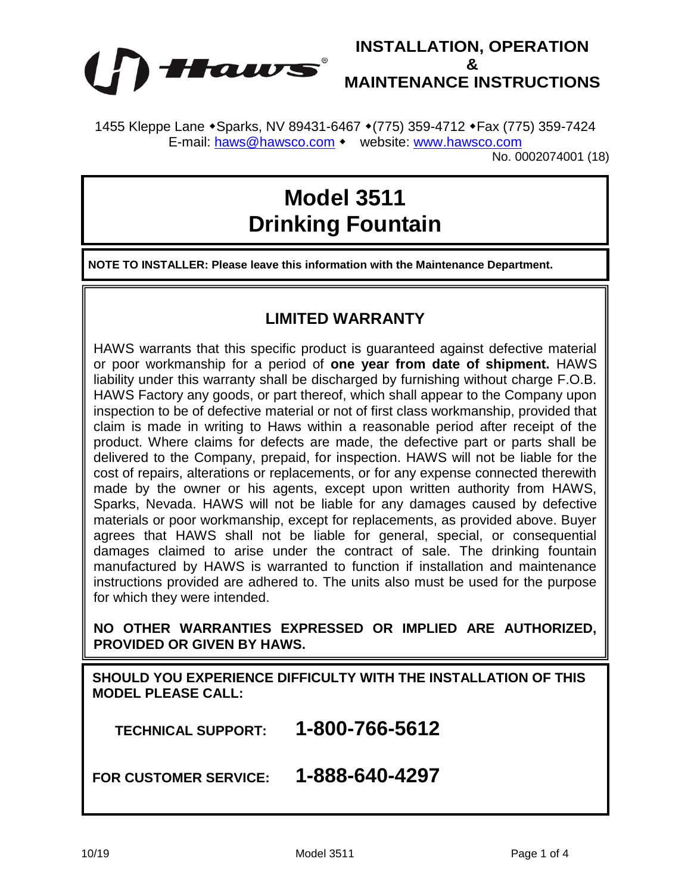**Haws®**

# INSTALLATION, OPERATION & MAINTENANCE INSTRUCTIONS

1455 Kleppe Lane ◆Sparks, NV 89431-6467 ◆(775) 359-4712 ◆Fax (775) 359-7424
E-mail: haws@hawsco.com ◆ website: www.hawsco.com

No. 0002074001 (18)

# Model 3511 Drinking Fountain

**NOTE TO INSTALLER: Please leave this information with the Maintenance Department.**

## LIMITED WARRANTY

HAWS warrants that this specific product is guaranteed against defective material or poor workmanship for a period of **one year from date of shipment.** HAWS liability under this warranty shall be discharged by furnishing without charge F.O.B. HAWS Factory any goods, or part thereof, which shall appear to the Company upon inspection to be of defective material or not of first class workmanship, provided that claim is made in writing to Haws within a reasonable period after receipt of the product. Where claims for defects are made, the defective part or parts shall be delivered to the Company, prepaid, for inspection. HAWS will not be liable for the cost of repairs, alterations or replacements, or for any expense connected therewith made by the owner or his agents, except upon written authority from HAWS, Sparks, Nevada. HAWS will not be liable for any damages caused by defective materials or poor workmanship, except for replacements, as provided above. Buyer agrees that HAWS shall not be liable for general, special, or consequential damages claimed to arise under the contract of sale. The drinking fountain manufactured by HAWS is warranted to function if installation and maintenance instructions provided are adhered to. The units also must be used for the purpose for which they were intended.

**NO OTHER WARRANTIES EXPRESSED OR IMPLIED ARE AUTHORIZED, PROVIDED OR GIVEN BY HAWS.**

**SHOULD YOU EXPERIENCE DIFFICULTY WITH THE INSTALLATION OF THIS MODEL PLEASE CALL:**

**TECHNICAL SUPPORT: 1-800-766-5612**

**FOR CUSTOMER SERVICE: 1-888-640-4297**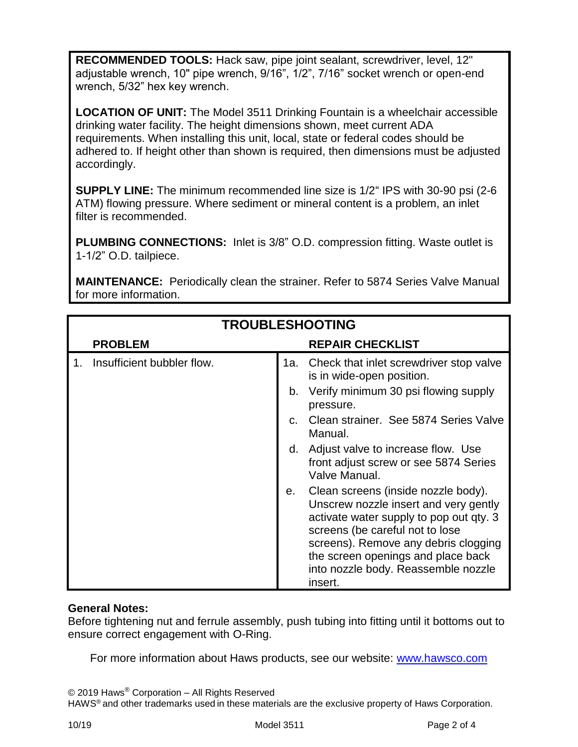**RECOMMENDED TOOLS:** Hack saw, pipe joint sealant, screwdriver, level, 12" adjustable wrench, 10" pipe wrench, 9/16", 1/2", 7/16" socket wrench or open-end wrench, 5/32" hex key wrench.

**LOCATION OF UNIT:** The Model 3511 Drinking Fountain is a wheelchair accessible drinking water facility. The height dimensions shown, meet current ADA requirements. When installing this unit, local, state or federal codes should be adhered to. If height other than shown is required, then dimensions must be adjusted accordingly.

**SUPPLY LINE:** The minimum recommended line size is 1/2" IPS with 30-90 psi (2-6 ATM) flowing pressure. Where sediment or mineral content is a problem, an inlet filter is recommended.

**PLUMBING CONNECTIONS:** Inlet is 3/8" O.D. compression fitting. Waste outlet is 1-1/2" O.D. tailpiece.

**MAINTENANCE:** Periodically clean the strainer. Refer to 5874 Series Valve Manual for more information.

## TROUBLESHOOTING

| PROBLEM | REPAIR CHECKLIST |
|---|---|
| 1. Insufficient bubbler flow. | 1a. Check that inlet screwdriver stop valve is in wide-open position. |
| | b. Verify minimum 30 psi flowing supply pressure. |
| | c. Clean strainer. See 5874 Series Valve Manual. |
| | d. Adjust valve to increase flow. Use front adjust screw or see 5874 Series Valve Manual. |
| | e. Clean screens (inside nozzle body). Unscrew nozzle insert and very gently activate water supply to pop out qty. 3 screens (be careful not to lose screens). Remove any debris clogging the screen openings and place back into nozzle body. Reassemble nozzle insert. |

**General Notes:**

Before tightening nut and ferrule assembly, push tubing into fitting until it bottoms out to ensure correct engagement with O-Ring.

For more information about Haws products, see our website: www.hawsco.com

© 2019 Haws® Corporation – All Rights Reserved
HAWS® and other trademarks used in these materials are the exclusive property of Haws Corporation.

10/19 Model 3511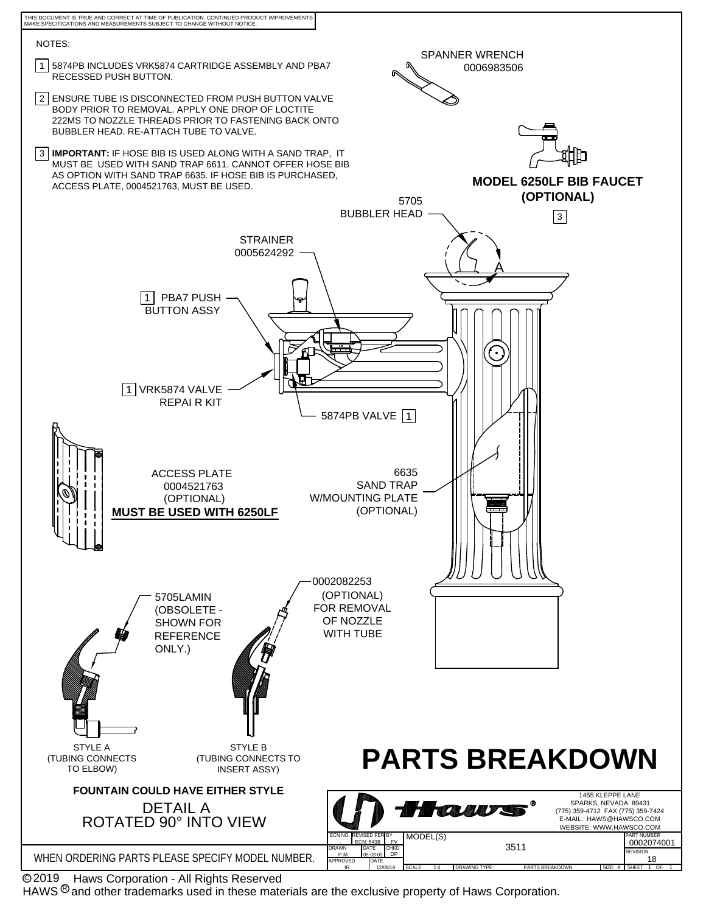THIS DOCUMENT IS TRUE AND CORRECT AT TIME OF PUBLICATION. CONTINUED PRODUCT IMPROVEMENTS MAKE SPECIFICATIONS AND MEASUREMENTS SUBJECT TO CHANGE WITHOUT NOTICE.

NOTES:

1. 5874PB INCLUDES VRK5874 CARTRIDGE ASSEMBLY AND PBA7 RECESSED PUSH BUTTON.
2. ENSURE TUBE IS DISCONNECTED FROM PUSH BUTTON VALVE BODY PRIOR TO REMOVAL. APPLY ONE DROP OF LOCTITE 222MS TO NOZZLE THREADS PRIOR TO FASTENING BACK ONTO BUBBLER HEAD. RE-ATTACH TUBE TO VALVE.
3. **IMPORTANT:** IF HOSE BIB IS USED ALONG WITH A SAND TRAP, IT MUST BE USED WITH SAND TRAP 6611. CANNOT OFFER HOSE BIB AS OPTION WITH SAND TRAP 6635. IF HOSE BIB IS PURCHASED, ACCESS PLATE, 0004521763, MUST BE USED.

SPANNER WRENCH 0006983506

**MODEL 6250LF BIB FAUCET (OPTIONAL)** 3

5705 BUBBLER HEAD

STRAINER 0005624292

1 PBA7 PUSH BUTTON ASSY

1 VRK5874 VALVE REPAI R KIT

5874PB VALVE 1

ACCESS PLATE 0004521763 (OPTIONAL) **MUST BE USED WITH 6250LF**

6635 SAND TRAP W/MOUNTING PLATE (OPTIONAL)

5705LAMIN (OBSOLETE - SHOWN FOR REFERENCE ONLY.)

0002082253 (OPTIONAL) FOR REMOVAL OF NOZZLE WITH TUBE

STYLE A (TUBING CONNECTS TO ELBOW)

STYLE B (TUBING CONNECTS TO INSERT ASSY)

**FOUNTAIN COULD HAVE EITHER STYLE**

DETAIL A
ROTATED 90° INTO VIEW

# PARTS BREAKDOWN

WHEN ORDERING PARTS PLEASE SPECIFY MODEL NUMBER.

Haws®
1455 KLEPPE LANE
SPARKS, NEVADA 89431
(775) 359-4712 FAX (775) 359-7424
E-MAIL: HAWS@HAWSCO.COM
WEBSITE: WWW.HAWSCO.COM

| ECN NO. | REVISED PER | BY | MODEL(S) | PART NUMBER |
|---|---|---|---|---|
| . | ECN: 5438 | FV | 3511 | 0002074001 |
| DRAWN P.M. | DATE 05-03-00 | CHKD DP | | REVISION 18 |
| APPROVED IR | DATE 12/09/19 | | SCALE: 1:4 DRAWING TYPE: PARTS BREAKDOWN SIZE: A | SHEET 1 OF 1 |

© 2019 Haws Corporation - All Rights Reserved
HAWS® and other trademarks used in these materials are the exclusive property of Haws Corporation.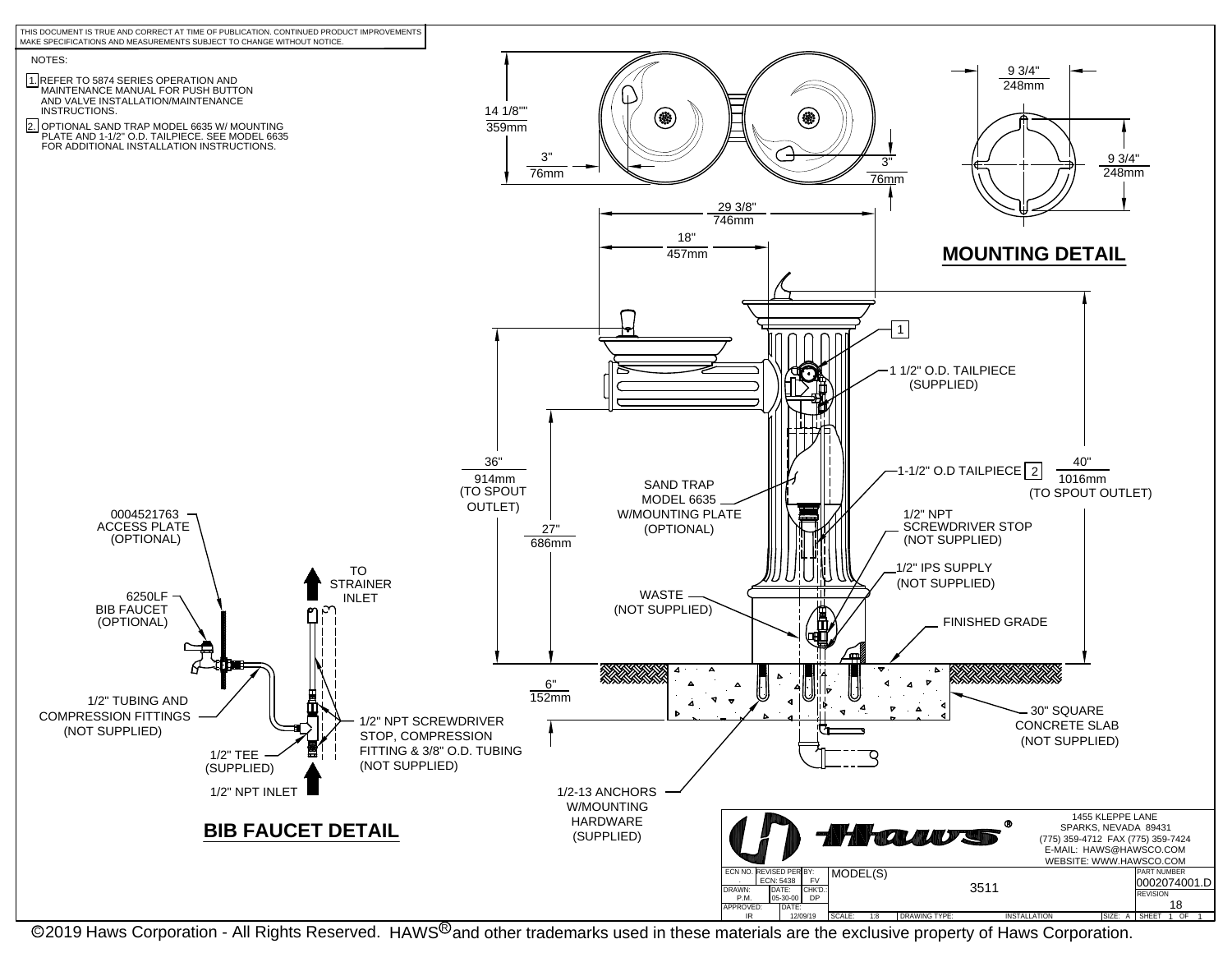THIS DOCUMENT IS TRUE AND CORRECT AT TIME OF PUBLICATION. CONTINUED PRODUCT IMPROVEMENTS MAKE SPECIFICATIONS AND MEASUREMENTS SUBJECT TO CHANGE WITHOUT NOTICE.

NOTES:

1. REFER TO 5874 SERIES OPERATION AND MAINTENANCE MANUAL FOR PUSH BUTTON AND VALVE INSTALLATION/MAINTENANCE INSTRUCTIONS.
2. OPTIONAL SAND TRAP MODEL 6635 W/ MOUNTING PLATE AND 1-1/2" O.D. TAILPIECE. SEE MODEL 6635 FOR ADDITIONAL INSTALLATION INSTRUCTIONS.

14 1/8"" 359mm

3" 76mm

3" 76mm

9 3/4" 248mm

9 3/4" 248mm

## MOUNTING DETAIL

29 3/8" 746mm

18" 457mm

1

1 1/2" O.D. TAILPIECE (SUPPLIED)

36" 914mm (TO SPOUT OUTLET)

27" 686mm

SAND TRAP MODEL 6635 W/MOUNTING PLATE (OPTIONAL)

1-1/2" O.D TAILPIECE 2

40" 1016mm (TO SPOUT OUTLET)

1/2" NPT SCREWDRIVER STOP (NOT SUPPLIED)

1/2" IPS SUPPLY (NOT SUPPLIED)

WASTE (NOT SUPPLIED)

FINISHED GRADE

6" 152mm

30" SQUARE CONCRETE SLAB (NOT SUPPLIED)

1/2-13 ANCHORS W/MOUNTING HARDWARE (SUPPLIED)

0004521763 ACCESS PLATE (OPTIONAL)

6250LF BIB FAUCET (OPTIONAL)

TO STRAINER INLET

1/2" TUBING AND COMPRESSION FITTINGS (NOT SUPPLIED)

1/2" NPT SCREWDRIVER STOP, COMPRESSION FITTING & 3/8" O.D. TUBING (NOT SUPPLIED)

1/2" TEE (SUPPLIED)

1/2" NPT INLET

## BIB FAUCET DETAIL

Haws®

1455 KLEPPE LANE
SPARKS, NEVADA 89431
(775) 359-4712 FAX (775) 359-7424
E-MAIL: HAWS@HAWSCO.COM
WEBSITE: WWW.HAWSCO.COM

| ECN NO. | REVISED PER | BY: | MODEL(S) | PART NUMBER |
|---|---|---|---|---|
| . | ECN: 5438 | FV | 3511 | 0002074001.D |
| DRAWN: P.M. | DATE: 05-30-00 | CHK'D.: DP | | REVISION 18 |
| APPROVED: IR | DATE: 12/09/19 | | SCALE: 1:8 DRAWING TYPE: INSTALLATION SIZE: A | SHEET 1 OF 1 |

©2019 Haws Corporation - All Rights Reserved. HAWS® and other trademarks used in these materials are the exclusive property of Haws Corporation.